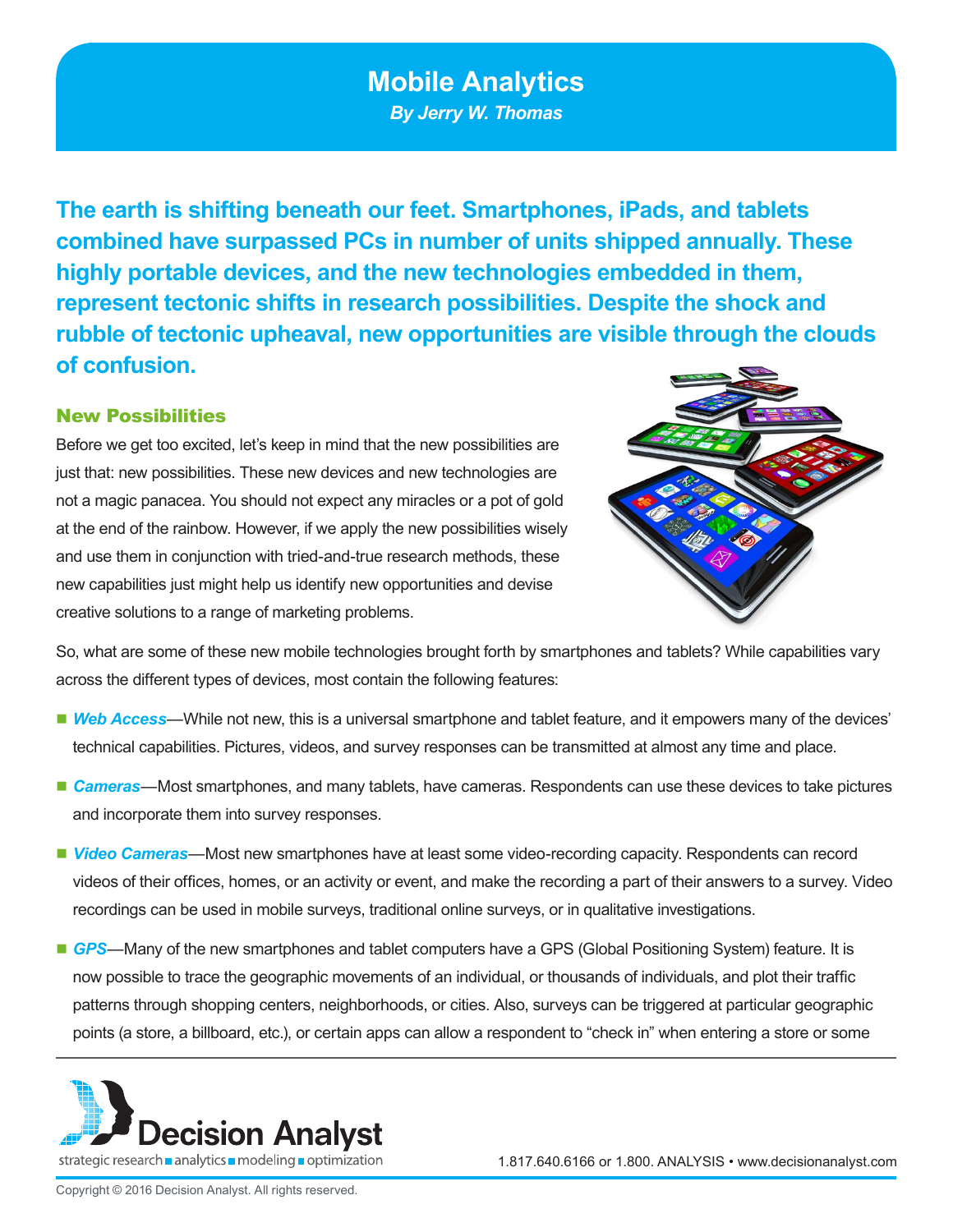# Mobile Analytics

***By Jerry W. Thomas***

**The earth is shifting beneath our feet. Smartphones, iPads, and tablets combined have surpassed PCs in number of units shipped annually. These highly portable devices, and the new technologies embedded in them, represent tectonic shifts in research possibilities. Despite the shock and rubble of tectonic upheaval, new opportunities are visible through the clouds of confusion.**

## New Possibilities

Before we get too excited, let's keep in mind that the new possibilities are just that: new possibilities. These new devices and new technologies are not a magic panacea. You should not expect any miracles or a pot of gold at the end of the rainbow. However, if we apply the new possibilities wisely and use them in conjunction with tried-and-true research methods, these new capabilities just might help us identify new opportunities and devise creative solutions to a range of marketing problems.

So, what are some of these new mobile technologies brought forth by smartphones and tablets? While capabilities vary across the different types of devices, most contain the following features:

- ***Web Access***—While not new, this is a universal smartphone and tablet feature, and it empowers many of the devices' technical capabilities. Pictures, videos, and survey responses can be transmitted at almost any time and place.
- ***Cameras***—Most smartphones, and many tablets, have cameras. Respondents can use these devices to take pictures and incorporate them into survey responses.
- ***Video Cameras***—Most new smartphones have at least some video-recording capacity. Respondents can record videos of their offices, homes, or an activity or event, and make the recording a part of their answers to a survey. Video recordings can be used in mobile surveys, traditional online surveys, or in qualitative investigations.
- ***GPS***—Many of the new smartphones and tablet computers have a GPS (Global Positioning System) feature. It is now possible to trace the geographic movements of an individual, or thousands of individuals, and plot their traffic patterns through shopping centers, neighborhoods, or cities. Also, surveys can be triggered at particular geographic points (a store, a billboard, etc.), or certain apps can allow a respondent to "check in" when entering a store or some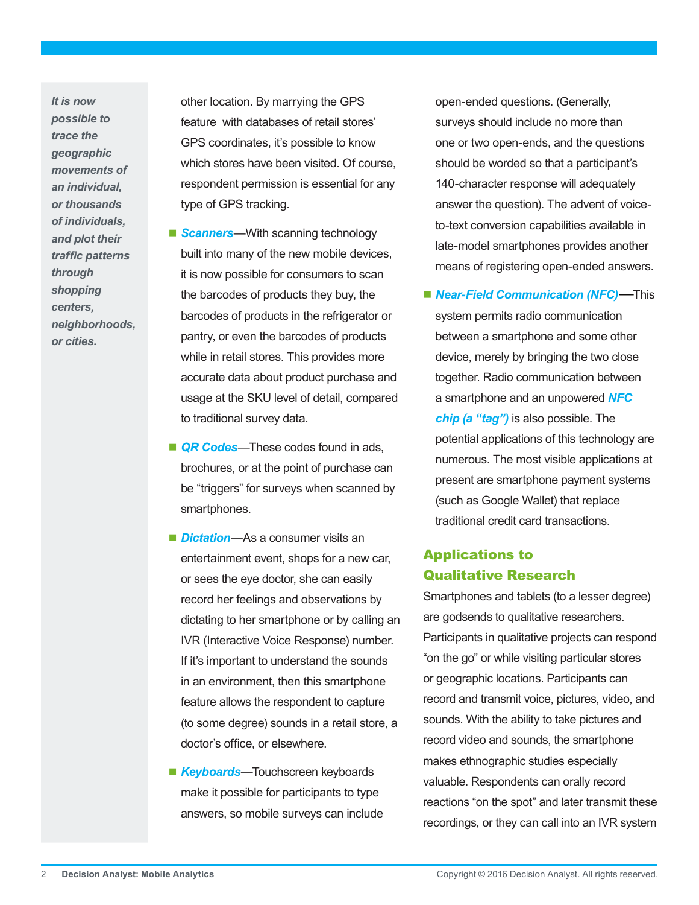*It is now possible to trace the geographic movements of an individual, or thousands of individuals, and plot their traffic patterns through shopping centers, neighborhoods, or cities.*

other location. By marrying the GPS feature with databases of retail stores' GPS coordinates, it's possible to know which stores have been visited. Of course, respondent permission is essential for any type of GPS tracking.

- ***Scanners***—With scanning technology built into many of the new mobile devices, it is now possible for consumers to scan the barcodes of products they buy, the barcodes of products in the refrigerator or pantry, or even the barcodes of products while in retail stores. This provides more accurate data about product purchase and usage at the SKU level of detail, compared to traditional survey data.
- ***QR Codes***—These codes found in ads, brochures, or at the point of purchase can be "triggers" for surveys when scanned by smartphones.
- ***Dictation***—As a consumer visits an entertainment event, shops for a new car, or sees the eye doctor, she can easily record her feelings and observations by dictating to her smartphone or by calling an IVR (Interactive Voice Response) number. If it's important to understand the sounds in an environment, then this smartphone feature allows the respondent to capture (to some degree) sounds in a retail store, a doctor's office, or elsewhere.
- ***Keyboards***—Touchscreen keyboards make it possible for participants to type answers, so mobile surveys can include open-ended questions. (Generally, surveys should include no more than one or two open-ends, and the questions should be worded so that a participant's 140-character response will adequately answer the question). The advent of voice-to-text conversion capabilities available in late-model smartphones provides another means of registering open-ended answers.
- ***Near-Field Communication (NFC)***—This system permits radio communication between a smartphone and some other device, merely by bringing the two close together. Radio communication between a smartphone and an unpowered ***NFC chip (a "tag")*** is also possible. The potential applications of this technology are numerous. The most visible applications at present are smartphone payment systems (such as Google Wallet) that replace traditional credit card transactions.

## Applications to Qualitative Research

Smartphones and tablets (to a lesser degree) are godsends to qualitative researchers. Participants in qualitative projects can respond "on the go" or while visiting particular stores or geographic locations. Participants can record and transmit voice, pictures, video, and sounds. With the ability to take pictures and record video and sounds, the smartphone makes ethnographic studies especially valuable. Respondents can orally record reactions "on the spot" and later transmit these recordings, or they can call into an IVR system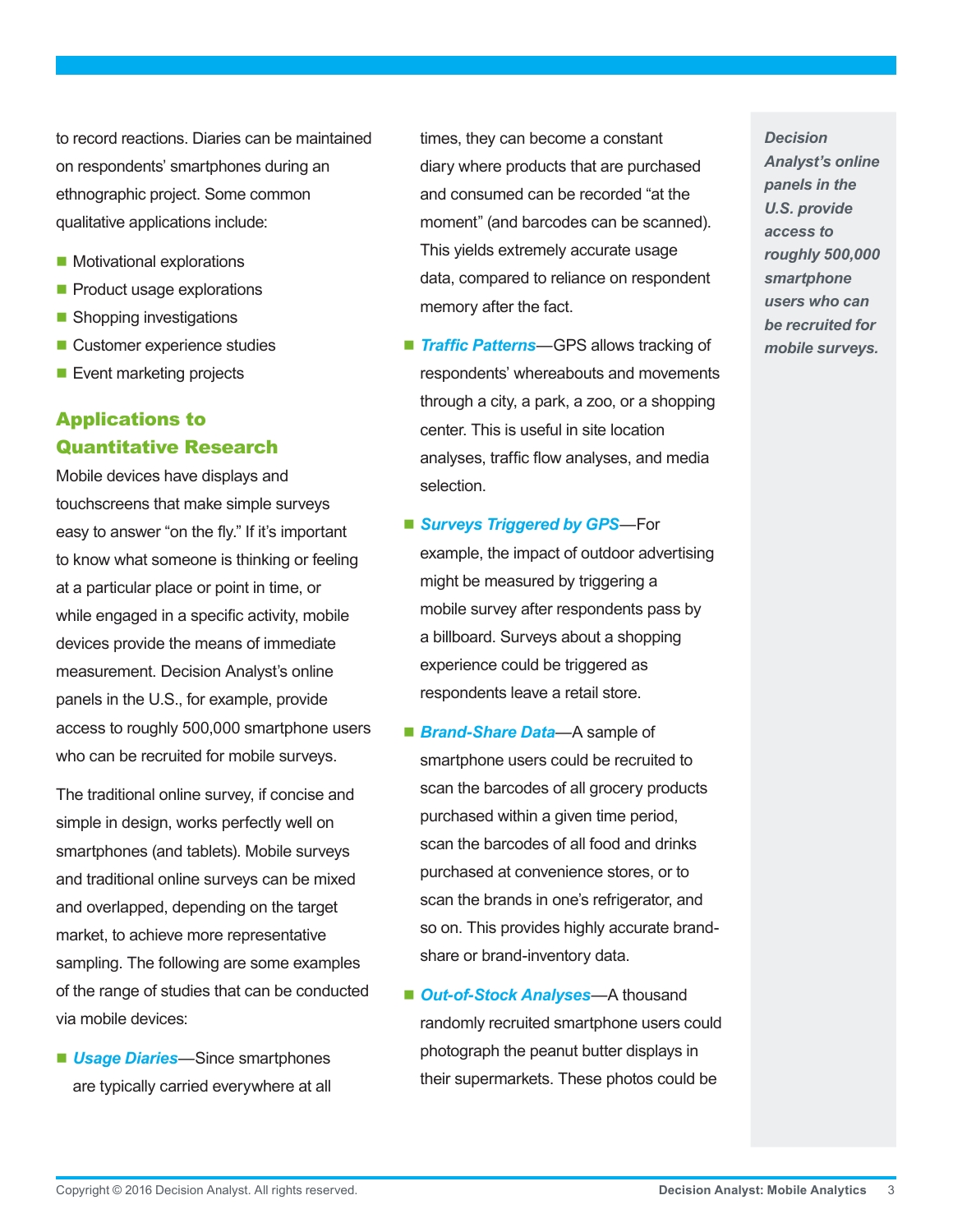to record reactions. Diaries can be maintained on respondents' smartphones during an ethnographic project. Some common qualitative applications include:

- Motivational explorations
- Product usage explorations
- Shopping investigations
- Customer experience studies
- Event marketing projects

## Applications to Quantitative Research

Mobile devices have displays and touchscreens that make simple surveys easy to answer "on the fly." If it's important to know what someone is thinking or feeling at a particular place or point in time, or while engaged in a specific activity, mobile devices provide the means of immediate measurement. Decision Analyst's online panels in the U.S., for example, provide access to roughly 500,000 smartphone users who can be recruited for mobile surveys.

The traditional online survey, if concise and simple in design, works perfectly well on smartphones (and tablets). Mobile surveys and traditional online surveys can be mixed and overlapped, depending on the target market, to achieve more representative sampling. The following are some examples of the range of studies that can be conducted via mobile devices:

- ***Usage Diaries***—Since smartphones are typically carried everywhere at all times, they can become a constant diary where products that are purchased and consumed can be recorded "at the moment" (and barcodes can be scanned). This yields extremely accurate usage data, compared to reliance on respondent memory after the fact.
- ***Traffic Patterns***—GPS allows tracking of respondents' whereabouts and movements through a city, a park, a zoo, or a shopping center. This is useful in site location analyses, traffic flow analyses, and media selection.
- ***Surveys Triggered by GPS***—For example, the impact of outdoor advertising might be measured by triggering a mobile survey after respondents pass by a billboard. Surveys about a shopping experience could be triggered as respondents leave a retail store.
- ***Brand-Share Data***—A sample of smartphone users could be recruited to scan the barcodes of all grocery products purchased within a given time period, scan the barcodes of all food and drinks purchased at convenience stores, or to scan the brands in one's refrigerator, and so on. This provides highly accurate brand-share or brand-inventory data.
- ***Out-of-Stock Analyses***—A thousand randomly recruited smartphone users could photograph the peanut butter displays in their supermarkets. These photos could be

***Decision Analyst's online panels in the U.S. provide access to roughly 500,000 smartphone users who can be recruited for mobile surveys.***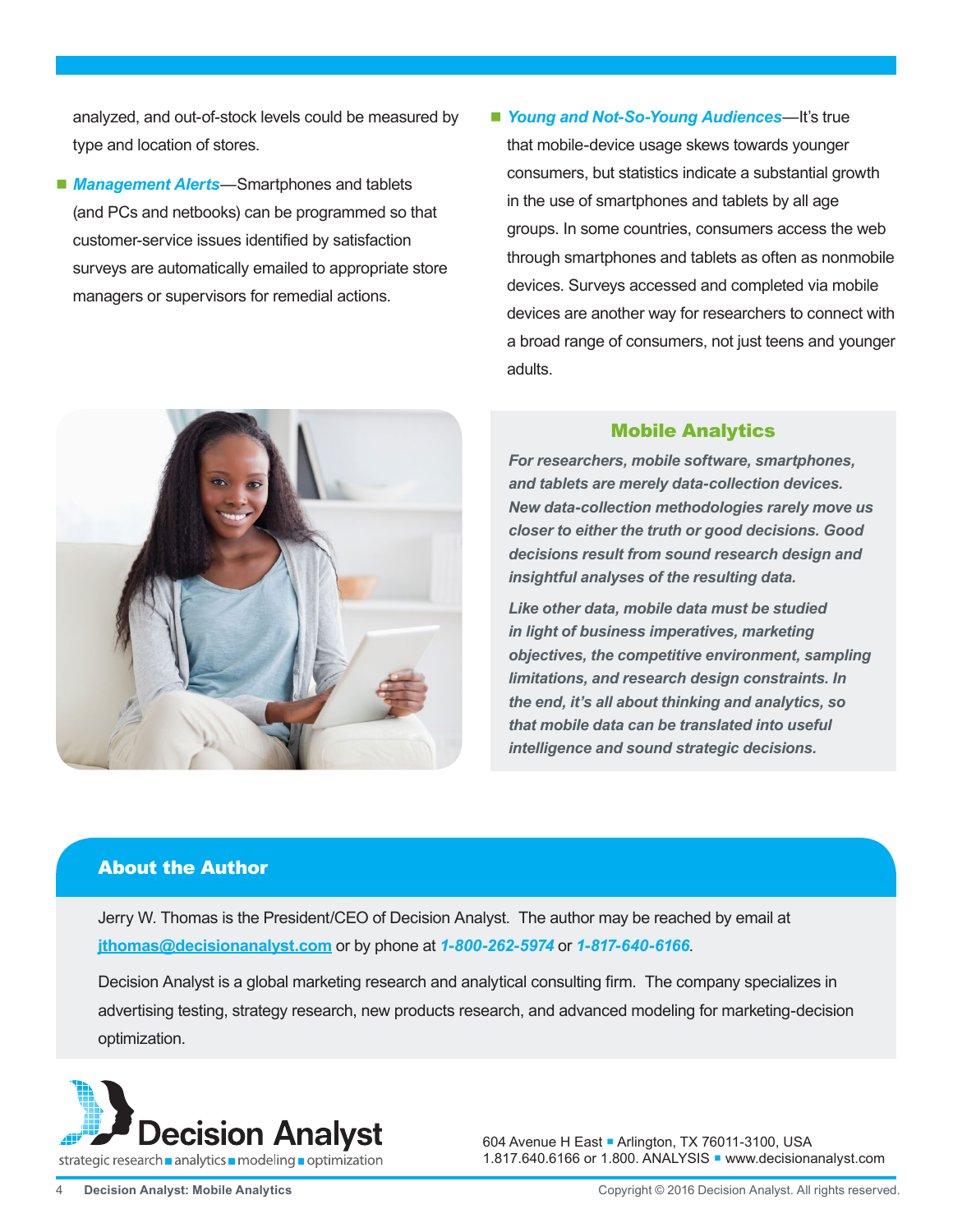analyzed, and out-of-stock levels could be measured by type and location of stores.

- ***Management Alerts***—Smartphones and tablets (and PCs and netbooks) can be programmed so that customer-service issues identified by satisfaction surveys are automatically emailed to appropriate store managers or supervisors for remedial actions.

- ***Young and Not-So-Young Audiences***—It's true that mobile-device usage skews towards younger consumers, but statistics indicate a substantial growth in the use of smartphones and tablets by all age groups. In some countries, consumers access the web through smartphones and tablets as often as nonmobile devices. Surveys accessed and completed via mobile devices are another way for researchers to connect with a broad range of consumers, not just teens and younger adults.

## Mobile Analytics

***For researchers, mobile software, smartphones, and tablets are merely data-collection devices. New data-collection methodologies rarely move us closer to either the truth or good decisions. Good decisions result from sound research design and insightful analyses of the resulting data.***

***Like other data, mobile data must be studied in light of business imperatives, marketing objectives, the competitive environment, sampling limitations, and research design constraints. In the end, it's all about thinking and analytics, so that mobile data can be translated into useful intelligence and sound strategic decisions.***

## About the Author

Jerry W. Thomas is the President/CEO of Decision Analyst. The author may be reached by email at jthomas@decisionanalyst.com or by phone at ***1-800-262-5974*** or ***1-817-640-6166***.

Decision Analyst is a global marketing research and analytical consulting firm. The company specializes in advertising testing, strategy research, new products research, and advanced modeling for marketing-decision optimization.

Decision Analyst
strategic research ■ analytics ■ modeling ■ optimization

604 Avenue H East ■ Arlington, TX 76011-3100, USA
1.817.640.6166 or 1.800. ANALYSIS ■ www.decisionanalyst.com

Copyright © 2016 Decision Analyst. All rights reserved.